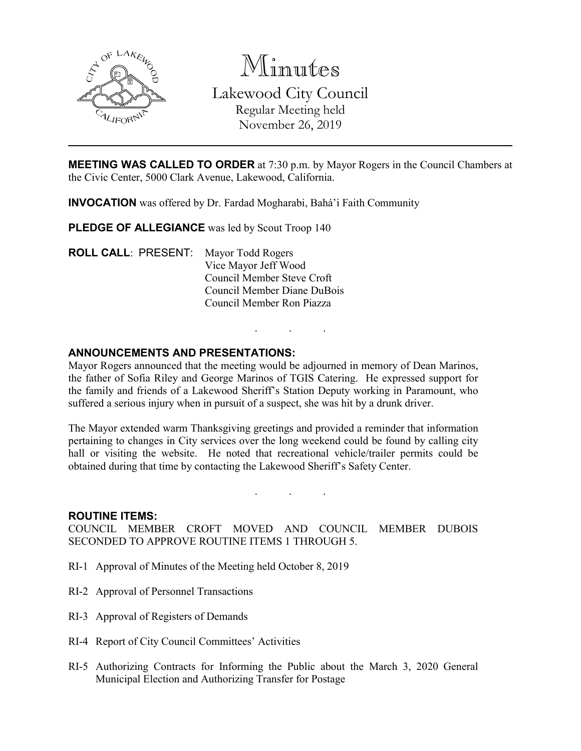# Minutes

## Lakewood City Council

Regular Meeting held
November 26, 2019

---

**MEETING WAS CALLED TO ORDER** at 7:30 p.m. by Mayor Rogers in the Council Chambers at the Civic Center, 5000 Clark Avenue, Lakewood, California.

**INVOCATION** was offered by Dr. Fardad Mogharabi, Bahá'i Faith Community

**PLEDGE OF ALLEGIANCE** was led by Scout Troop 140

**ROLL CALL**: PRESENT: Mayor Todd Rogers
Vice Mayor Jeff Wood
Council Member Steve Croft
Council Member Diane DuBois
Council Member Ron Piazza

. . .

**ANNOUNCEMENTS AND PRESENTATIONS:**

Mayor Rogers announced that the meeting would be adjourned in memory of Dean Marinos, the father of Sofia Riley and George Marinos of TGIS Catering. He expressed support for the family and friends of a Lakewood Sheriff's Station Deputy working in Paramount, who suffered a serious injury when in pursuit of a suspect, she was hit by a drunk driver.

The Mayor extended warm Thanksgiving greetings and provided a reminder that information pertaining to changes in City services over the long weekend could be found by calling city hall or visiting the website. He noted that recreational vehicle/trailer permits could be obtained during that time by contacting the Lakewood Sheriff's Safety Center.

. . .

**ROUTINE ITEMS:**

COUNCIL MEMBER CROFT MOVED AND COUNCIL MEMBER DUBOIS SECONDED TO APPROVE ROUTINE ITEMS 1 THROUGH 5.

RI-1 Approval of Minutes of the Meeting held October 8, 2019

RI-2 Approval of Personnel Transactions

RI-3 Approval of Registers of Demands

RI-4 Report of City Council Committees' Activities

RI-5 Authorizing Contracts for Informing the Public about the March 3, 2020 General Municipal Election and Authorizing Transfer for Postage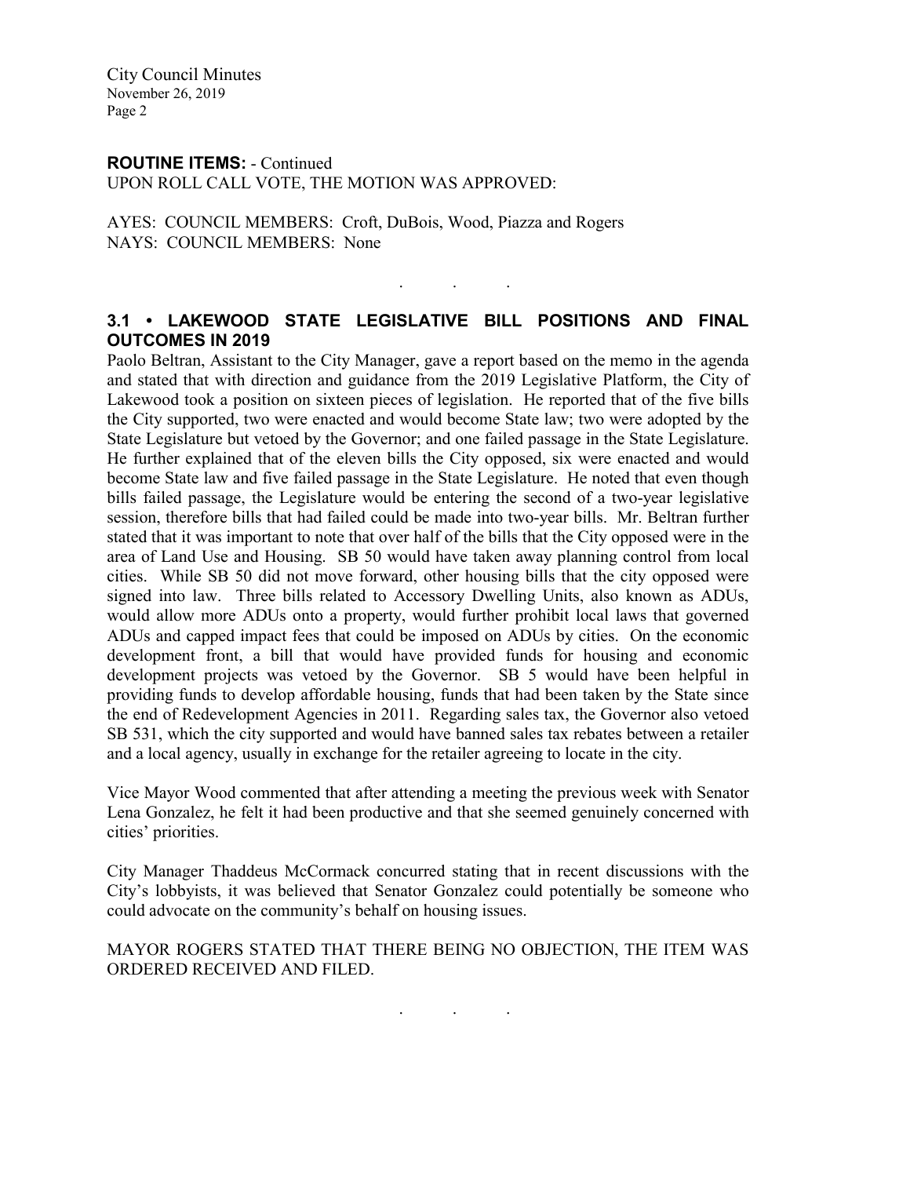**ROUTINE ITEMS:** - Continued
UPON ROLL CALL VOTE, THE MOTION WAS APPROVED:

AYES: COUNCIL MEMBERS: Croft, DuBois, Wood, Piazza and Rogers
NAYS: COUNCIL MEMBERS: None

. . .

### 3.1 • LAKEWOOD STATE LEGISLATIVE BILL POSITIONS AND FINAL OUTCOMES IN 2019

Paolo Beltran, Assistant to the City Manager, gave a report based on the memo in the agenda and stated that with direction and guidance from the 2019 Legislative Platform, the City of Lakewood took a position on sixteen pieces of legislation. He reported that of the five bills the City supported, two were enacted and would become State law; two were adopted by the State Legislature but vetoed by the Governor; and one failed passage in the State Legislature. He further explained that of the eleven bills the City opposed, six were enacted and would become State law and five failed passage in the State Legislature. He noted that even though bills failed passage, the Legislature would be entering the second of a two-year legislative session, therefore bills that had failed could be made into two-year bills. Mr. Beltran further stated that it was important to note that over half of the bills that the City opposed were in the area of Land Use and Housing. SB 50 would have taken away planning control from local cities. While SB 50 did not move forward, other housing bills that the city opposed were signed into law. Three bills related to Accessory Dwelling Units, also known as ADUs, would allow more ADUs onto a property, would further prohibit local laws that governed ADUs and capped impact fees that could be imposed on ADUs by cities. On the economic development front, a bill that would have provided funds for housing and economic development projects was vetoed by the Governor. SB 5 would have been helpful in providing funds to develop affordable housing, funds that had been taken by the State since the end of Redevelopment Agencies in 2011. Regarding sales tax, the Governor also vetoed SB 531, which the city supported and would have banned sales tax rebates between a retailer and a local agency, usually in exchange for the retailer agreeing to locate in the city.

Vice Mayor Wood commented that after attending a meeting the previous week with Senator Lena Gonzalez, he felt it had been productive and that she seemed genuinely concerned with cities' priorities.

City Manager Thaddeus McCormack concurred stating that in recent discussions with the City's lobbyists, it was believed that Senator Gonzalez could potentially be someone who could advocate on the community's behalf on housing issues.

MAYOR ROGERS STATED THAT THERE BEING NO OBJECTION, THE ITEM WAS ORDERED RECEIVED AND FILED.

. . .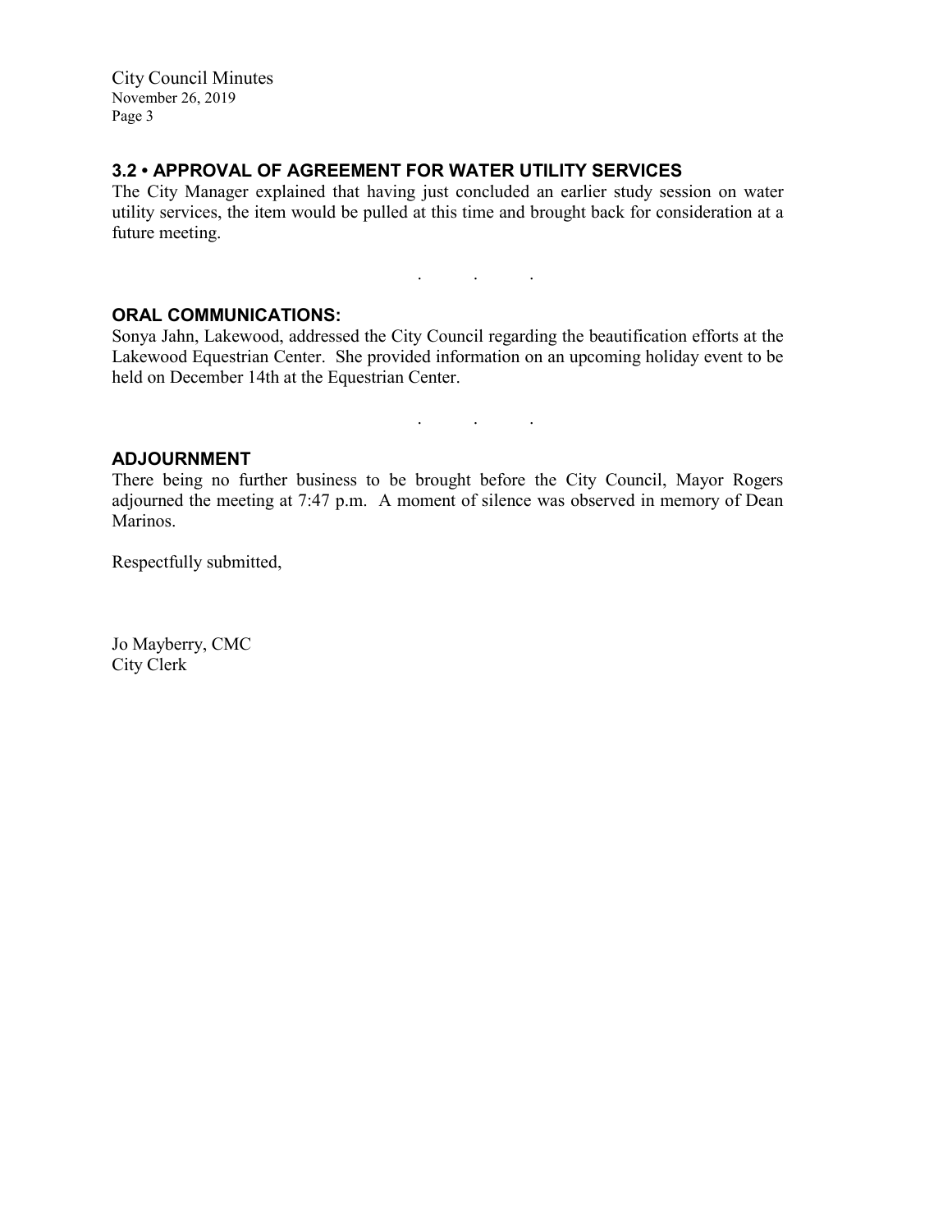## 3.2 • APPROVAL OF AGREEMENT FOR WATER UTILITY SERVICES

The City Manager explained that having just concluded an earlier study session on water utility services, the item would be pulled at this time and brought back for consideration at a future meeting.

. . .

## ORAL COMMUNICATIONS:

Sonya Jahn, Lakewood, addressed the City Council regarding the beautification efforts at the Lakewood Equestrian Center. She provided information on an upcoming holiday event to be held on December 14th at the Equestrian Center.

. . .

## ADJOURNMENT

There being no further business to be brought before the City Council, Mayor Rogers adjourned the meeting at 7:47 p.m. A moment of silence was observed in memory of Dean Marinos.

Respectfully submitted,

Jo Mayberry, CMC
City Clerk